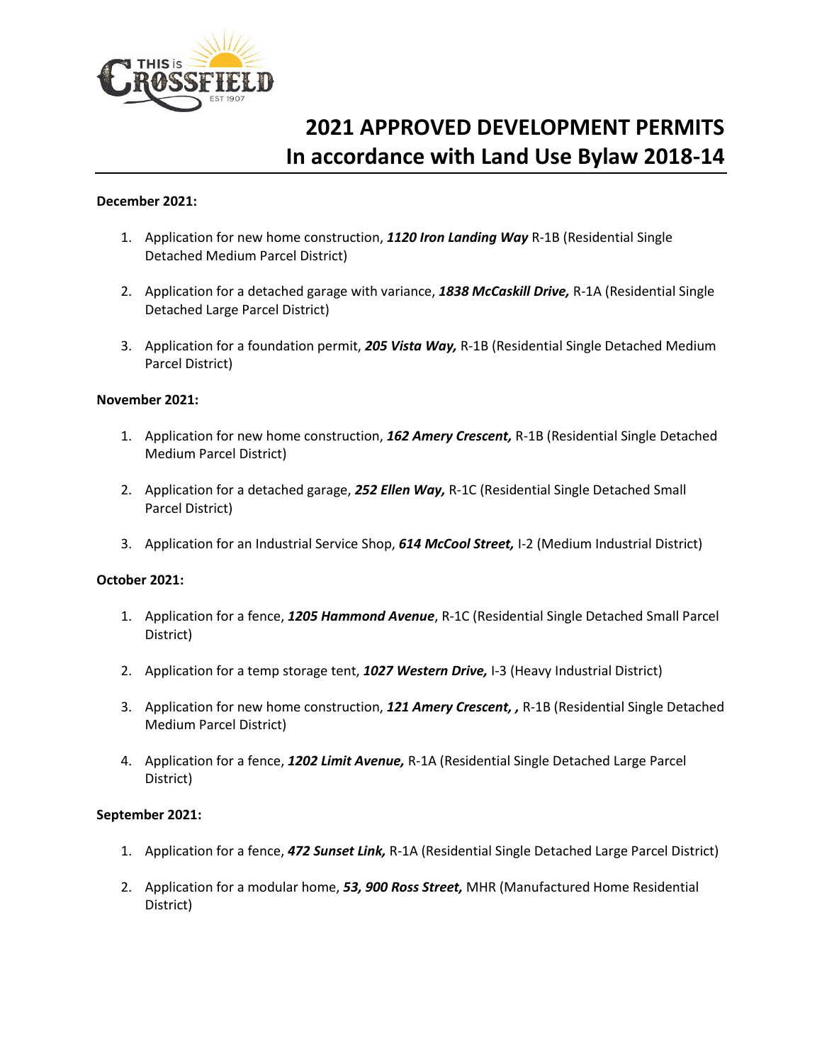# 2021 APPROVED DEVELOPMENT PERMITS
# In accordance with Land Use Bylaw 2018-14

**December 2021:**

1. Application for new home construction, ***1120 Iron Landing Way*** R-1B (Residential Single Detached Medium Parcel District)
2. Application for a detached garage with variance, ***1838 McCaskill Drive,*** R-1A (Residential Single Detached Large Parcel District)
3. Application for a foundation permit, ***205 Vista Way,*** R-1B (Residential Single Detached Medium Parcel District)

**November 2021:**

1. Application for new home construction, ***162 Amery Crescent,*** R-1B (Residential Single Detached Medium Parcel District)
2. Application for a detached garage, ***252 Ellen Way,*** R-1C (Residential Single Detached Small Parcel District)
3. Application for an Industrial Service Shop, ***614 McCool Street,*** I-2 (Medium Industrial District)

**October 2021:**

1. Application for a fence, ***1205 Hammond Avenue***, R-1C (Residential Single Detached Small Parcel District)
2. Application for a temp storage tent, ***1027 Western Drive,*** I-3 (Heavy Industrial District)
3. Application for new home construction, ***121 Amery Crescent, ,*** R-1B (Residential Single Detached Medium Parcel District)
4. Application for a fence, ***1202 Limit Avenue,*** R-1A (Residential Single Detached Large Parcel District)

**September 2021:**

1. Application for a fence, ***472 Sunset Link,*** R-1A (Residential Single Detached Large Parcel District)
2. Application for a modular home, ***53, 900 Ross Street,*** MHR (Manufactured Home Residential District)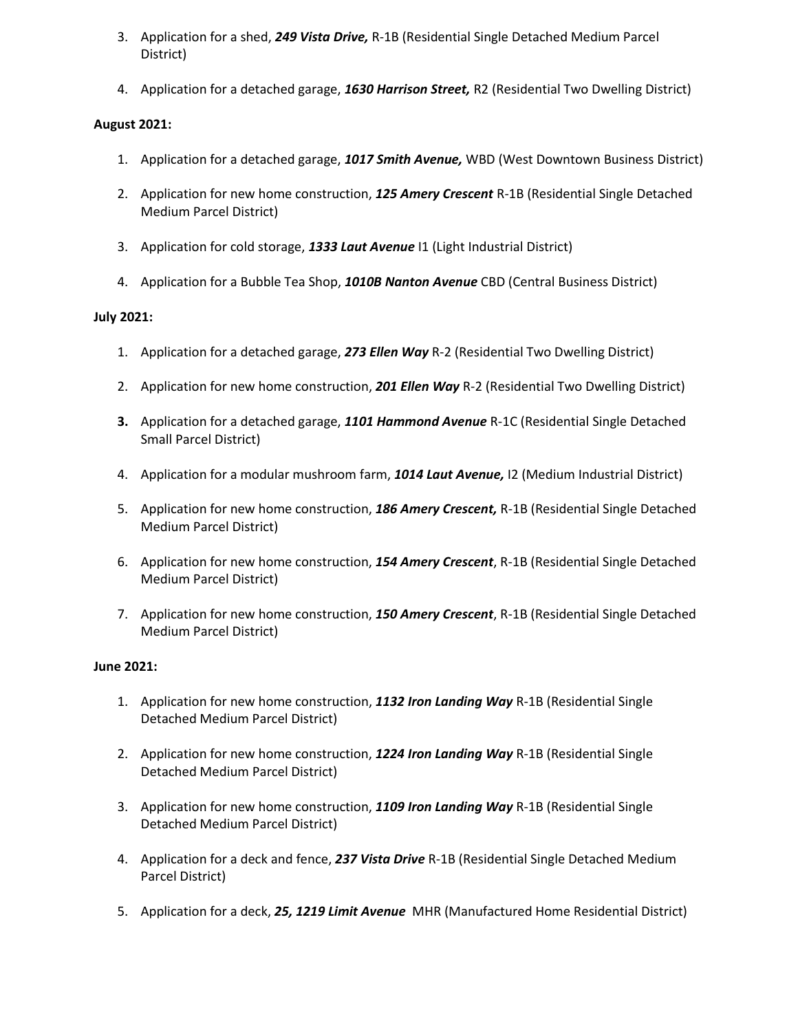3. Application for a shed, ***249 Vista Drive,*** R-1B (Residential Single Detached Medium Parcel District)

4. Application for a detached garage, ***1630 Harrison Street,*** R2 (Residential Two Dwelling District)

**August 2021:**

1. Application for a detached garage, ***1017 Smith Avenue,*** WBD (West Downtown Business District)

2. Application for new home construction, ***125 Amery Crescent*** R-1B (Residential Single Detached Medium Parcel District)

3. Application for cold storage, ***1333 Laut Avenue*** I1 (Light Industrial District)

4. Application for a Bubble Tea Shop, ***1010B Nanton Avenue*** CBD (Central Business District)

**July 2021:**

1. Application for a detached garage, ***273 Ellen Way*** R-2 (Residential Two Dwelling District)

2. Application for new home construction, ***201 Ellen Way*** R-2 (Residential Two Dwelling District)

3. Application for a detached garage, ***1101 Hammond Avenue*** R-1C (Residential Single Detached Small Parcel District)

4. Application for a modular mushroom farm, ***1014 Laut Avenue,*** I2 (Medium Industrial District)

5. Application for new home construction, ***186 Amery Crescent,*** R-1B (Residential Single Detached Medium Parcel District)

6. Application for new home construction, ***154 Amery Crescent***, R-1B (Residential Single Detached Medium Parcel District)

7. Application for new home construction, ***150 Amery Crescent***, R-1B (Residential Single Detached Medium Parcel District)

**June 2021:**

1. Application for new home construction, ***1132 Iron Landing Way*** R-1B (Residential Single Detached Medium Parcel District)

2. Application for new home construction, ***1224 Iron Landing Way*** R-1B (Residential Single Detached Medium Parcel District)

3. Application for new home construction, ***1109 Iron Landing Way*** R-1B (Residential Single Detached Medium Parcel District)

4. Application for a deck and fence, ***237 Vista Drive*** R-1B (Residential Single Detached Medium Parcel District)

5. Application for a deck, ***25, 1219 Limit Avenue*** MHR (Manufactured Home Residential District)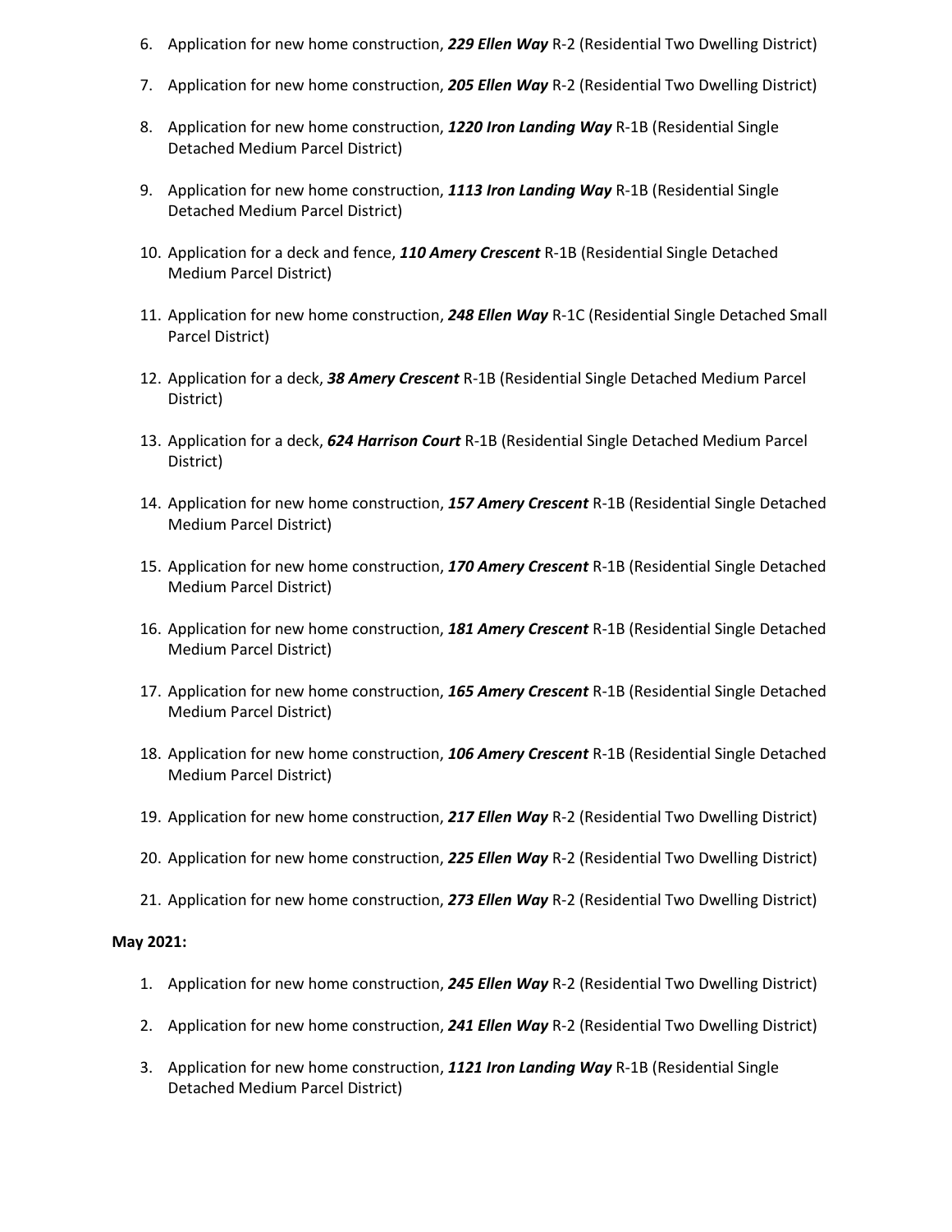6. Application for new home construction, ***229 Ellen Way*** R-2 (Residential Two Dwelling District)
7. Application for new home construction, ***205 Ellen Way*** R-2 (Residential Two Dwelling District)
8. Application for new home construction, ***1220 Iron Landing Way*** R-1B (Residential Single Detached Medium Parcel District)
9. Application for new home construction, ***1113 Iron Landing Way*** R-1B (Residential Single Detached Medium Parcel District)
10. Application for a deck and fence, ***110 Amery Crescent*** R-1B (Residential Single Detached Medium Parcel District)
11. Application for new home construction, ***248 Ellen Way*** R-1C (Residential Single Detached Small Parcel District)
12. Application for a deck, ***38 Amery Crescent*** R-1B (Residential Single Detached Medium Parcel District)
13. Application for a deck, ***624 Harrison Court*** R-1B (Residential Single Detached Medium Parcel District)
14. Application for new home construction, ***157 Amery Crescent*** R-1B (Residential Single Detached Medium Parcel District)
15. Application for new home construction, ***170 Amery Crescent*** R-1B (Residential Single Detached Medium Parcel District)
16. Application for new home construction, ***181 Amery Crescent*** R-1B (Residential Single Detached Medium Parcel District)
17. Application for new home construction, ***165 Amery Crescent*** R-1B (Residential Single Detached Medium Parcel District)
18. Application for new home construction, ***106 Amery Crescent*** R-1B (Residential Single Detached Medium Parcel District)
19. Application for new home construction, ***217 Ellen Way*** R-2 (Residential Two Dwelling District)
20. Application for new home construction, ***225 Ellen Way*** R-2 (Residential Two Dwelling District)
21. Application for new home construction, ***273 Ellen Way*** R-2 (Residential Two Dwelling District)

**May 2021:**

1. Application for new home construction, ***245 Ellen Way*** R-2 (Residential Two Dwelling District)
2. Application for new home construction, ***241 Ellen Way*** R-2 (Residential Two Dwelling District)
3. Application for new home construction, ***1121 Iron Landing Way*** R-1B (Residential Single Detached Medium Parcel District)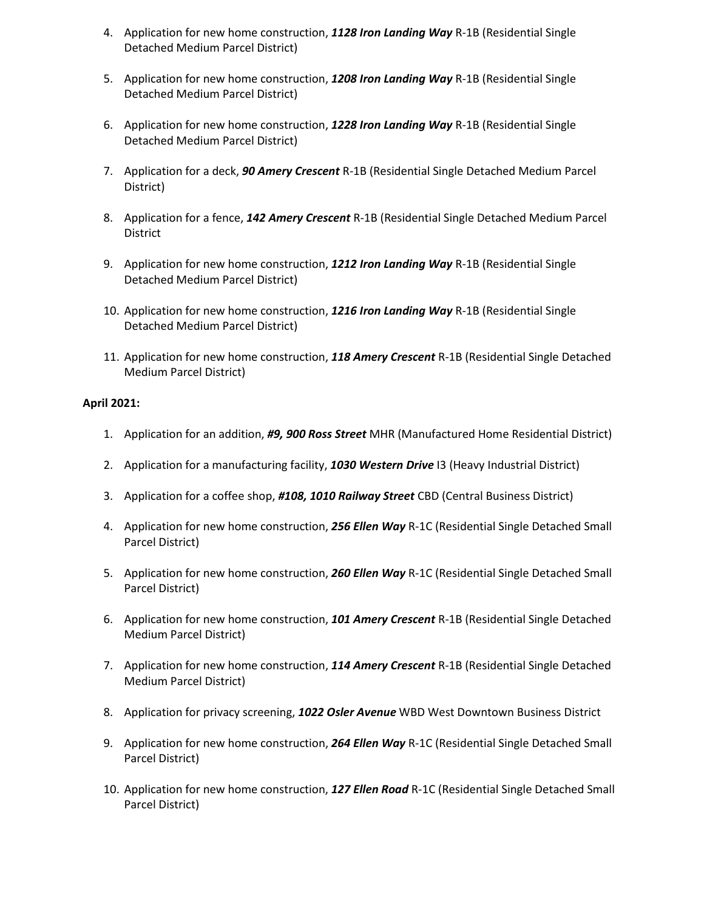4. Application for new home construction, ***1128 Iron Landing Way*** R-1B (Residential Single Detached Medium Parcel District)

5. Application for new home construction, ***1208 Iron Landing Way*** R-1B (Residential Single Detached Medium Parcel District)

6. Application for new home construction, ***1228 Iron Landing Way*** R-1B (Residential Single Detached Medium Parcel District)

7. Application for a deck, ***90 Amery Crescent*** R-1B (Residential Single Detached Medium Parcel District)

8. Application for a fence, ***142 Amery Crescent*** R-1B (Residential Single Detached Medium Parcel District

9. Application for new home construction, ***1212 Iron Landing Way*** R-1B (Residential Single Detached Medium Parcel District)

10. Application for new home construction, ***1216 Iron Landing Way*** R-1B (Residential Single Detached Medium Parcel District)

11. Application for new home construction, ***118 Amery Crescent*** R-1B (Residential Single Detached Medium Parcel District)

**April 2021:**

1. Application for an addition, ***#9, 900 Ross Street*** MHR (Manufactured Home Residential District)

2. Application for a manufacturing facility, ***1030 Western Drive*** I3 (Heavy Industrial District)

3. Application for a coffee shop, ***#108, 1010 Railway Street*** CBD (Central Business District)

4. Application for new home construction, ***256 Ellen Way*** R-1C (Residential Single Detached Small Parcel District)

5. Application for new home construction, ***260 Ellen Way*** R-1C (Residential Single Detached Small Parcel District)

6. Application for new home construction, ***101 Amery Crescent*** R-1B (Residential Single Detached Medium Parcel District)

7. Application for new home construction, ***114 Amery Crescent*** R-1B (Residential Single Detached Medium Parcel District)

8. Application for privacy screening, ***1022 Osler Avenue*** WBD West Downtown Business District

9. Application for new home construction, ***264 Ellen Way*** R-1C (Residential Single Detached Small Parcel District)

10. Application for new home construction, ***127 Ellen Road*** R-1C (Residential Single Detached Small Parcel District)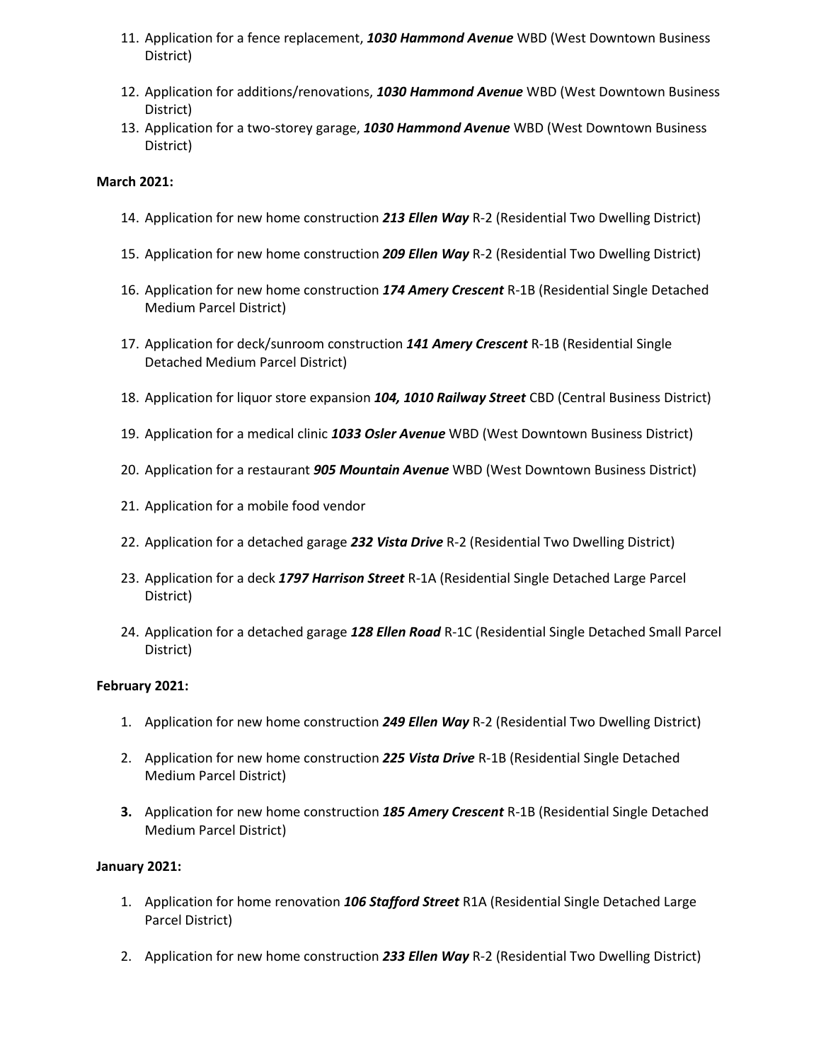11. Application for a fence replacement, ***1030 Hammond Avenue*** WBD (West Downtown Business District)

12. Application for additions/renovations, ***1030 Hammond Avenue*** WBD (West Downtown Business District)
13. Application for a two-storey garage, ***1030 Hammond Avenue*** WBD (West Downtown Business District)

**March 2021:**

14. Application for new home construction ***213 Ellen Way*** R-2 (Residential Two Dwelling District)

15. Application for new home construction ***209 Ellen Way*** R-2 (Residential Two Dwelling District)

16. Application for new home construction ***174 Amery Crescent*** R-1B (Residential Single Detached Medium Parcel District)

17. Application for deck/sunroom construction ***141 Amery Crescent*** R-1B (Residential Single Detached Medium Parcel District)

18. Application for liquor store expansion ***104, 1010 Railway Street*** CBD (Central Business District)

19. Application for a medical clinic ***1033 Osler Avenue*** WBD (West Downtown Business District)

20. Application for a restaurant ***905 Mountain Avenue*** WBD (West Downtown Business District)

21. Application for a mobile food vendor

22. Application for a detached garage ***232 Vista Drive*** R-2 (Residential Two Dwelling District)

23. Application for a deck ***1797 Harrison Street*** R-1A (Residential Single Detached Large Parcel District)

24. Application for a detached garage ***128 Ellen Road*** R-1C (Residential Single Detached Small Parcel District)

**February 2021:**

1. Application for new home construction ***249 Ellen Way*** R-2 (Residential Two Dwelling District)

2. Application for new home construction ***225 Vista Drive*** R-1B (Residential Single Detached Medium Parcel District)

3. Application for new home construction ***185 Amery Crescent*** R-1B (Residential Single Detached Medium Parcel District)

**January 2021:**

1. Application for home renovation ***106 Stafford Street*** R1A (Residential Single Detached Large Parcel District)

2. Application for new home construction ***233 Ellen Way*** R-2 (Residential Two Dwelling District)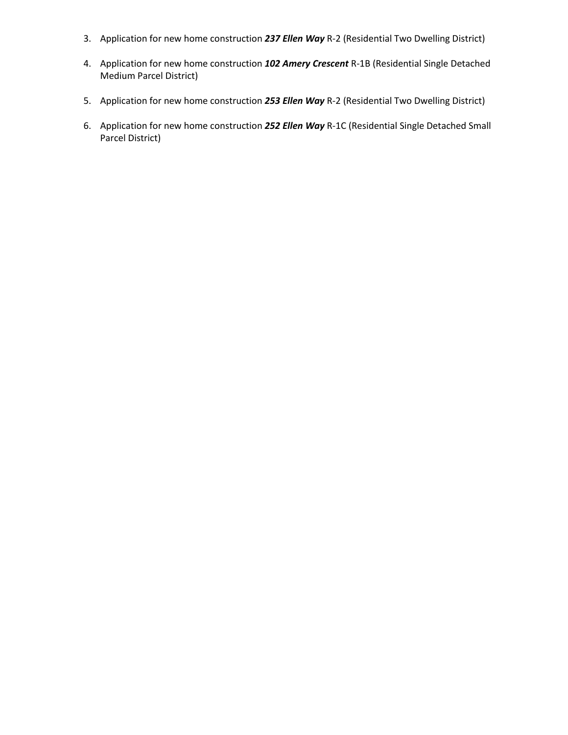3. Application for new home construction ***237 Ellen Way*** R-2 (Residential Two Dwelling District)

4. Application for new home construction ***102 Amery Crescent*** R-1B (Residential Single Detached Medium Parcel District)

5. Application for new home construction ***253 Ellen Way*** R-2 (Residential Two Dwelling District)

6. Application for new home construction ***252 Ellen Way*** R-1C (Residential Single Detached Small Parcel District)